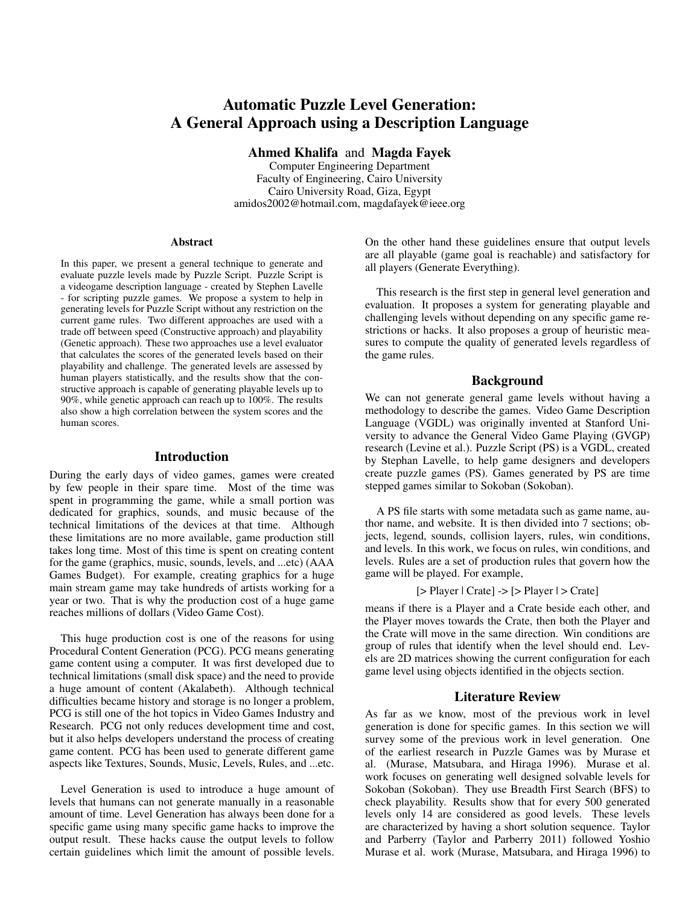# Automatic Puzzle Level Generation: A General Approach using a Description Language

**Ahmed Khalifa** and **Magda Fayek**

Computer Engineering Department
Faculty of Engineering, Cairo University
Cairo University Road, Giza, Egypt
amidos2002@hotmail.com, magdafayek@ieee.org

## Abstract

In this paper, we present a general technique to generate and evaluate puzzle levels made by Puzzle Script. Puzzle Script is a videogame description language - created by Stephen Lavelle - for scripting puzzle games. We propose a system to help in generating levels for Puzzle Script without any restriction on the current game rules. Two different approaches are used with a trade off between speed (Constructive approach) and playability (Genetic approach). These two approaches use a level evaluator that calculates the scores of the generated levels based on their playability and challenge. The generated levels are assessed by human players statistically, and the results show that the constructive approach is capable of generating playable levels up to 90%, while genetic approach can reach up to 100%. The results also show a high correlation between the system scores and the human scores.

## Introduction

During the early days of video games, games were created by few people in their spare time. Most of the time was spent in programming the game, while a small portion was dedicated for graphics, sounds, and music because of the technical limitations of the devices at that time. Although these limitations are no more available, game production still takes long time. Most of this time is spent on creating content for the game (graphics, music, sounds, levels, and ...etc) (AAA Games Budget). For example, creating graphics for a huge main stream game may take hundreds of artists working for a year or two. That is why the production cost of a huge game reaches millions of dollars (Video Game Cost).

This huge production cost is one of the reasons for using Procedural Content Generation (PCG). PCG means generating game content using a computer. It was first developed due to technical limitations (small disk space) and the need to provide a huge amount of content (Akalabeth). Although technical difficulties became history and storage is no longer a problem, PCG is still one of the hot topics in Video Games Industry and Research. PCG not only reduces development time and cost, but it also helps developers understand the process of creating game content. PCG has been used to generate different game aspects like Textures, Sounds, Music, Levels, Rules, and ...etc.

Level Generation is used to introduce a huge amount of levels that humans can not generate manually in a reasonable amount of time. Level Generation has always been done for a specific game using many specific game hacks to improve the output result. These hacks cause the output levels to follow certain guidelines which limit the amount of possible levels. On the other hand these guidelines ensure that output levels are all playable (game goal is reachable) and satisfactory for all players (Generate Everything).

This research is the first step in general level generation and evaluation. It proposes a system for generating playable and challenging levels without depending on any specific game restrictions or hacks. It also proposes a group of heuristic measures to compute the quality of generated levels regardless of the game rules.

## Background

We can not generate general game levels without having a methodology to describe the games. Video Game Description Language (VGDL) was originally invented at Stanford University to advance the General Video Game Playing (GVGP) research (Levine et al.). Puzzle Script (PS) is a VGDL, created by Stephan Lavelle, to help game designers and developers create puzzle games (PS). Games generated by PS are time stepped games similar to Sokoban (Sokoban).

A PS file starts with some metadata such as game name, author name, and website. It is then divided into 7 sections; objects, legend, sounds, collision layers, rules, win conditions, and levels. In this work, we focus on rules, win conditions, and levels. Rules are a set of production rules that govern how the game will be played. For example,

[> Player | Crate] -> [> Player | > Crate]

means if there is a Player and a Crate beside each other, and the Player moves towards the Crate, then both the Player and the Crate will move in the same direction. Win conditions are group of rules that identify when the level should end. Levels are 2D matrices showing the current configuration for each game level using objects identified in the objects section.

## Literature Review

As far as we know, most of the previous work in level generation is done for specific games. In this section we will survey some of the previous work in level generation. One of the earliest research in Puzzle Games was by Murase et al. (Murase, Matsubara, and Hiraga 1996). Murase et al. work focuses on generating well designed solvable levels for Sokoban (Sokoban). They use Breadth First Search (BFS) to check playability. Results show that for every 500 generated levels only 14 are considered as good levels. These levels are characterized by having a short solution sequence. Taylor and Parberry (Taylor and Parberry 2011) followed Yoshio Murase et al. work (Murase, Matsubara, and Hiraga 1996) to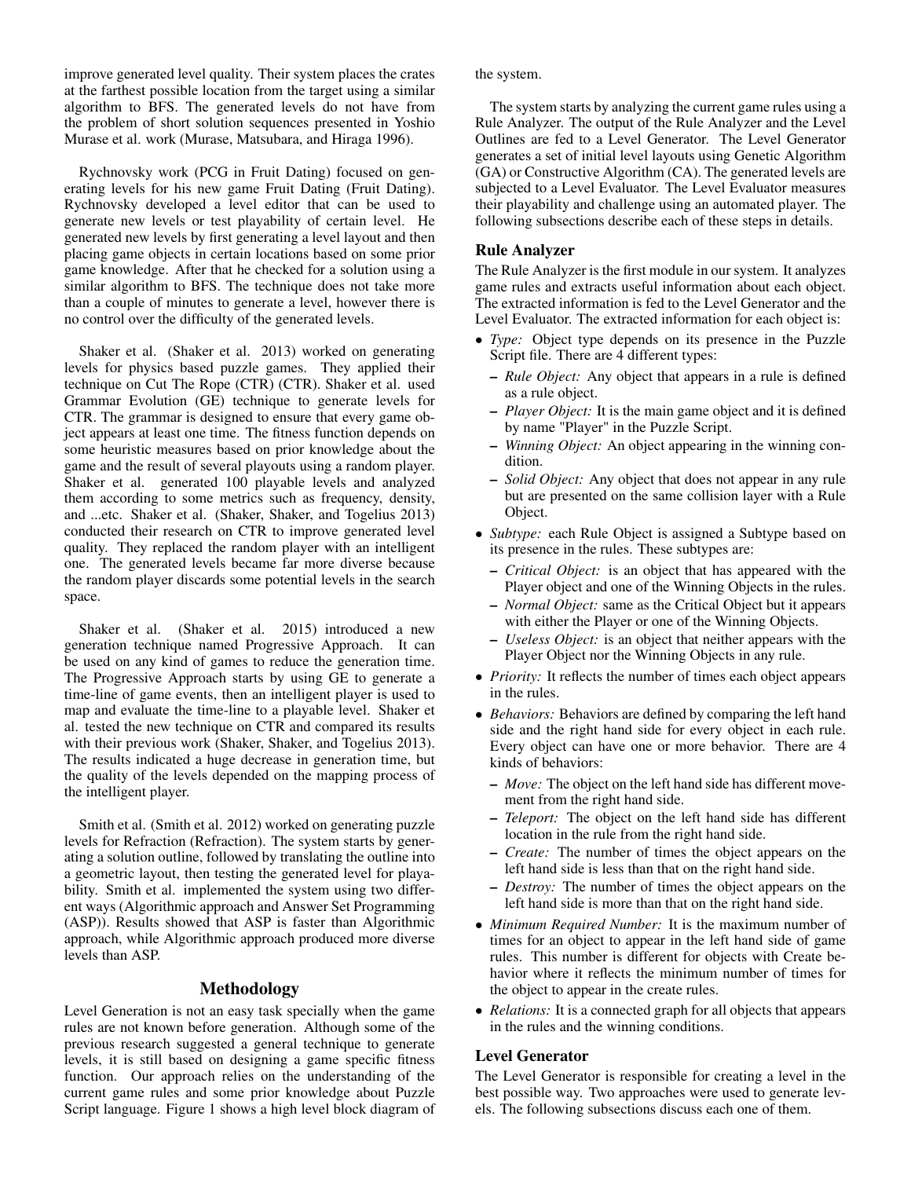improve generated level quality. Their system places the crates at the farthest possible location from the target using a similar algorithm to BFS. The generated levels do not have from the problem of short solution sequences presented in Yoshio Murase et al. work (Murase, Matsubara, and Hiraga 1996).

Rychnovsky work (PCG in Fruit Dating) focused on generating levels for his new game Fruit Dating (Fruit Dating). Rychnovsky developed a level editor that can be used to generate new levels or test playability of certain level. He generated new levels by first generating a level layout and then placing game objects in certain locations based on some prior game knowledge. After that he checked for a solution using a similar algorithm to BFS. The technique does not take more than a couple of minutes to generate a level, however there is no control over the difficulty of the generated levels.

Shaker et al. (Shaker et al. 2013) worked on generating levels for physics based puzzle games. They applied their technique on Cut The Rope (CTR) (CTR). Shaker et al. used Grammar Evolution (GE) technique to generate levels for CTR. The grammar is designed to ensure that every game object appears at least one time. The fitness function depends on some heuristic measures based on prior knowledge about the game and the result of several playouts using a random player. Shaker et al. generated 100 playable levels and analyzed them according to some metrics such as frequency, density, and ...etc. Shaker et al. (Shaker, Shaker, and Togelius 2013) conducted their research on CTR to improve generated level quality. They replaced the random player with an intelligent one. The generated levels became far more diverse because the random player discards some potential levels in the search space.

Shaker et al. (Shaker et al. 2015) introduced a new generation technique named Progressive Approach. It can be used on any kind of games to reduce the generation time. The Progressive Approach starts by using GE to generate a time-line of game events, then an intelligent player is used to map and evaluate the time-line to a playable level. Shaker et al. tested the new technique on CTR and compared its results with their previous work (Shaker, Shaker, and Togelius 2013). The results indicated a huge decrease in generation time, but the quality of the levels depended on the mapping process of the intelligent player.

Smith et al. (Smith et al. 2012) worked on generating puzzle levels for Refraction (Refraction). The system starts by generating a solution outline, followed by translating the outline into a geometric layout, then testing the generated level for playability. Smith et al. implemented the system using two different ways (Algorithmic approach and Answer Set Programming (ASP)). Results showed that ASP is faster than Algorithmic approach, while Algorithmic approach produced more diverse levels than ASP.

## Methodology

Level Generation is not an easy task specially when the game rules are not known before generation. Although some of the previous research suggested a general technique to generate levels, it is still based on designing a game specific fitness function. Our approach relies on the understanding of the current game rules and some prior knowledge about Puzzle Script language. Figure 1 shows a high level block diagram of the system.

The system starts by analyzing the current game rules using a Rule Analyzer. The output of the Rule Analyzer and the Level Outlines are fed to a Level Generator. The Level Generator generates a set of initial level layouts using Genetic Algorithm (GA) or Constructive Algorithm (CA). The generated levels are subjected to a Level Evaluator. The Level Evaluator measures their playability and challenge using an automated player. The following subsections describe each of these steps in details.

### Rule Analyzer

The Rule Analyzer is the first module in our system. It analyzes game rules and extracts useful information about each object. The extracted information is fed to the Level Generator and the Level Evaluator. The extracted information for each object is:

- *Type:* Object type depends on its presence in the Puzzle Script file. There are 4 different types:
  - *Rule Object:* Any object that appears in a rule is defined as a rule object.
  - *Player Object:* It is the main game object and it is defined by name "Player" in the Puzzle Script.
  - *Winning Object:* An object appearing in the winning condition.
  - *Solid Object:* Any object that does not appear in any rule but are presented on the same collision layer with a Rule Object.
- *Subtype:* each Rule Object is assigned a Subtype based on its presence in the rules. These subtypes are:
  - *Critical Object:* is an object that has appeared with the Player object and one of the Winning Objects in the rules.
  - *Normal Object:* same as the Critical Object but it appears with either the Player or one of the Winning Objects.
  - *Useless Object:* is an object that neither appears with the Player Object nor the Winning Objects in any rule.
- *Priority:* It reflects the number of times each object appears in the rules.
- *Behaviors:* Behaviors are defined by comparing the left hand side and the right hand side for every object in each rule. Every object can have one or more behavior. There are 4 kinds of behaviors:
  - *Move:* The object on the left hand side has different movement from the right hand side.
  - *Teleport:* The object on the left hand side has different location in the rule from the right hand side.
  - *Create:* The number of times the object appears on the left hand side is less than that on the right hand side.
  - *Destroy:* The number of times the object appears on the left hand side is more than that on the right hand side.
- *Minimum Required Number:* It is the maximum number of times for an object to appear in the left hand side of game rules. This number is different for objects with Create behavior where it reflects the minimum number of times for the object to appear in the create rules.
- *Relations:* It is a connected graph for all objects that appears in the rules and the winning conditions.

### Level Generator

The Level Generator is responsible for creating a level in the best possible way. Two approaches were used to generate levels. The following subsections discuss each one of them.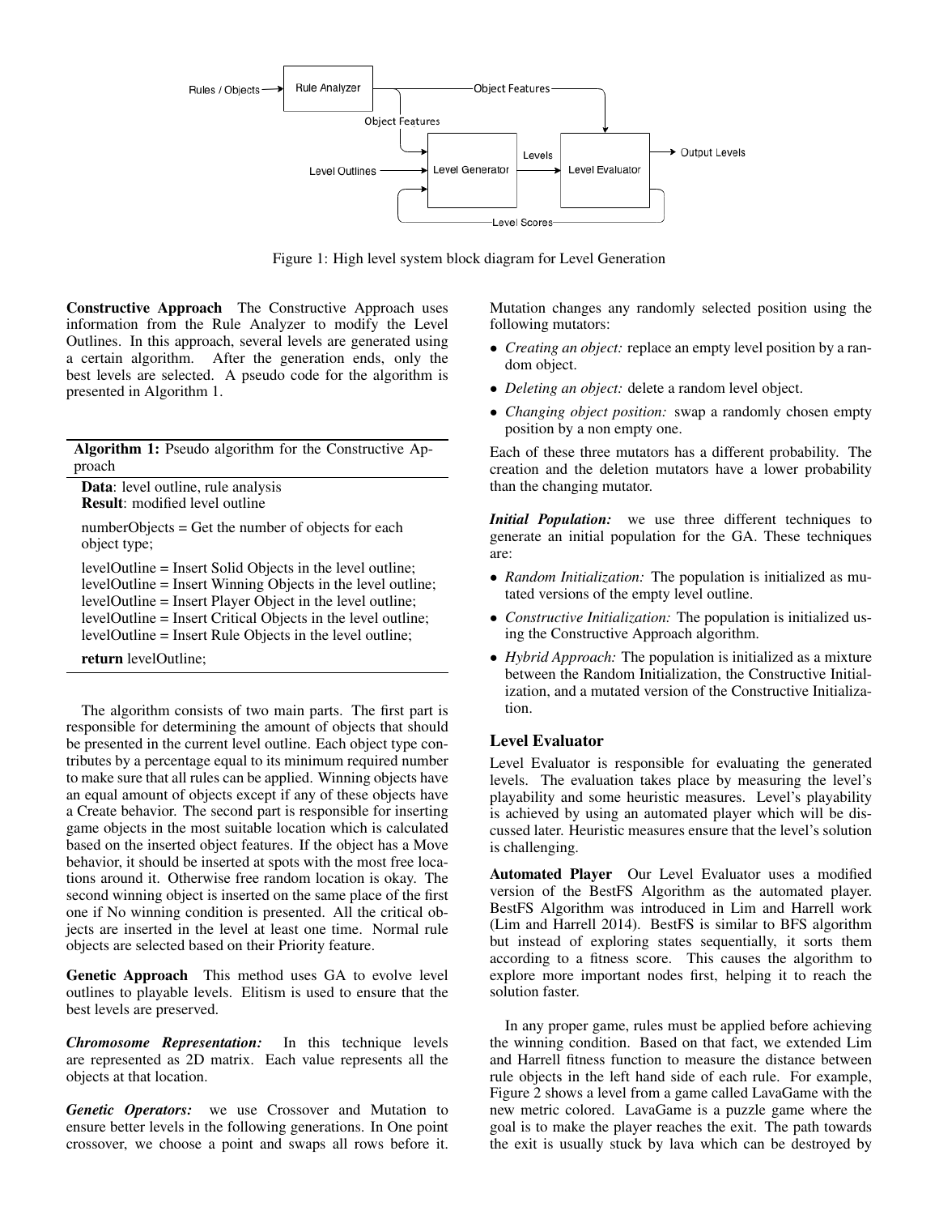Figure 1: High level system block diagram for Level Generation

**Constructive Approach** The Constructive Approach uses information from the Rule Analyzer to modify the Level Outlines. In this approach, several levels are generated using a certain algorithm. After the generation ends, only the best levels are selected. A pseudo code for the algorithm is presented in Algorithm 1.

---

**Algorithm 1:** Pseudo algorithm for the Constructive Approach

---

**Data**: level outline, rule analysis
**Result**: modified level outline

numberObjects = Get the number of objects for each object type;

levelOutline = Insert Solid Objects in the level outline;
levelOutline = Insert Winning Objects in the level outline;
levelOutline = Insert Player Object in the level outline;
levelOutline = Insert Critical Objects in the level outline;
levelOutline = Insert Rule Objects in the level outline;

**return** levelOutline;

---

The algorithm consists of two main parts. The first part is responsible for determining the amount of objects that should be presented in the current level outline. Each object type contributes by a percentage equal to its minimum required number to make sure that all rules can be applied. Winning objects have an equal amount of objects except if any of these objects have a Create behavior. The second part is responsible for inserting game objects in the most suitable location which is calculated based on the inserted object features. If the object has a Move behavior, it should be inserted at spots with the most free locations around it. Otherwise free random location is okay. The second winning object is inserted on the same place of the first one if No winning condition is presented. All the critical objects are inserted in the level at least one time. Normal rule objects are selected based on their Priority feature.

**Genetic Approach** This method uses GA to evolve level outlines to playable levels. Elitism is used to ensure that the best levels are preserved.

***Chromosome Representation:*** In this technique levels are represented as 2D matrix. Each value represents all the objects at that location.

***Genetic Operators:*** we use Crossover and Mutation to ensure better levels in the following generations. In One point crossover, we choose a point and swaps all rows before it. Mutation changes any randomly selected position using the following mutators:

- *Creating an object:* replace an empty level position by a random object.
- *Deleting an object:* delete a random level object.
- *Changing object position:* swap a randomly chosen empty position by a non empty one.

Each of these three mutators has a different probability. The creation and the deletion mutators have a lower probability than the changing mutator.

***Initial Population:*** we use three different techniques to generate an initial population for the GA. These techniques are:

- *Random Initialization:* The population is initialized as mutated versions of the empty level outline.
- *Constructive Initialization:* The population is initialized using the Constructive Approach algorithm.
- *Hybrid Approach:* The population is initialized as a mixture between the Random Initialization, the Constructive Initialization, and a mutated version of the Constructive Initialization.

## Level Evaluator

Level Evaluator is responsible for evaluating the generated levels. The evaluation takes place by measuring the level's playability and some heuristic measures. Level's playability is achieved by using an automated player which will be discussed later. Heuristic measures ensure that the level's solution is challenging.

**Automated Player** Our Level Evaluator uses a modified version of the BestFS Algorithm as the automated player. BestFS Algorithm was introduced in Lim and Harrell work (Lim and Harrell 2014). BestFS is similar to BFS algorithm but instead of exploring states sequentially, it sorts them according to a fitness score. This causes the algorithm to explore more important nodes first, helping it to reach the solution faster.

In any proper game, rules must be applied before achieving the winning condition. Based on that fact, we extended Lim and Harrell fitness function to measure the distance between rule objects in the left hand side of each rule. For example, Figure 2 shows a level from a game called LavaGame with the new metric colored. LavaGame is a puzzle game where the goal is to make the player reaches the exit. The path towards the exit is usually stuck by lava which can be destroyed by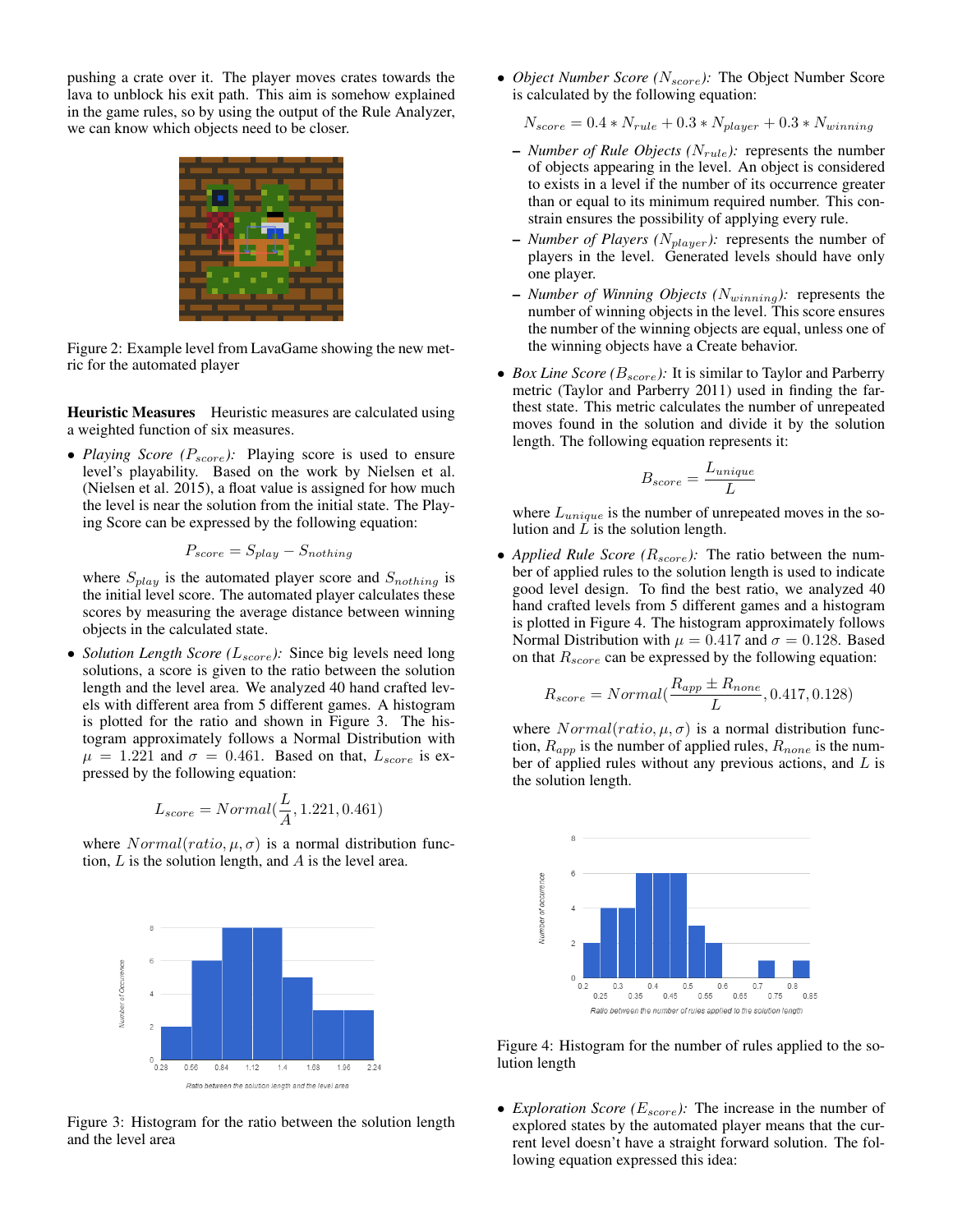pushing a crate over it. The player moves crates towards the lava to unblock his exit path. This aim is somehow explained in the game rules, so by using the output of the Rule Analyzer, we can know which objects need to be closer.

Figure 2: Example level from LavaGame showing the new metric for the automated player

**Heuristic Measures** Heuristic measures are calculated using a weighted function of six measures.

- *Playing Score ($P_{score}$):* Playing score is used to ensure level's playability. Based on the work by Nielsen et al. (Nielsen et al. 2015), a float value is assigned for how much the level is near the solution from the initial state. The Playing Score can be expressed by the following equation:

$$P_{score} = S_{play} - S_{nothing}$$

where $S_{play}$ is the automated player score and $S_{nothing}$ is the initial level score. The automated player calculates these scores by measuring the average distance between winning objects in the calculated state.

- *Solution Length Score ($L_{score}$):* Since big levels need long solutions, a score is given to the ratio between the solution length and the level area. We analyzed 40 hand crafted levels with different area from 5 different games. A histogram is plotted for the ratio and shown in Figure 3. The histogram approximately follows a Normal Distribution with $\mu = 1.221$ and $\sigma = 0.461$. Based on that, $L_{score}$ is expressed by the following equation:

$$L_{score} = Normal(\frac{L}{A}, 1.221, 0.461)$$

where $Normal(ratio, \mu, \sigma)$ is a normal distribution function, $L$ is the solution length, and $A$ is the level area.

Figure 3: Histogram for the ratio between the solution length and the level area

- *Object Number Score ($N_{score}$):* The Object Number Score is calculated by the following equation:

$$N_{score} = 0.4 * N_{rule} + 0.3 * N_{player} + 0.3 * N_{winning}$$

  - *Number of Rule Objects ($N_{rule}$):* represents the number of objects appearing in the level. An object is considered to exists in a level if the number of its occurrence greater than or equal to its minimum required number. This constrain ensures the possibility of applying every rule.
  - *Number of Players ($N_{player}$):* represents the number of players in the level. Generated levels should have only one player.
  - *Number of Winning Objects ($N_{winning}$):* represents the number of winning objects in the level. This score ensures the number of the winning objects are equal, unless one of the winning objects have a Create behavior.

- *Box Line Score ($B_{score}$):* It is similar to Taylor and Parberry metric (Taylor and Parberry 2011) used in finding the farthest state. This metric calculates the number of unrepeated moves found in the solution and divide it by the solution length. The following equation represents it:

$$B_{score} = \frac{L_{unique}}{L}$$

where $L_{unique}$ is the number of unrepeated moves in the solution and $L$ is the solution length.

- *Applied Rule Score ($R_{score}$):* The ratio between the number of applied rules to the solution length is used to indicate good level design. To find the best ratio, we analyzed 40 hand crafted levels from 5 different games and a histogram is plotted in Figure 4. The histogram approximately follows Normal Distribution with $\mu = 0.417$ and $\sigma = 0.128$. Based on that $R_{score}$ can be expressed by the following equation:

$$R_{score} = Normal(\frac{R_{app} \pm R_{none}}{L}, 0.417, 0.128)$$

where $Normal(ratio, \mu, \sigma)$ is a normal distribution function, $R_{app}$ is the number of applied rules, $R_{none}$ is the number of applied rules without any previous actions, and $L$ is the solution length.

Figure 4: Histogram for the number of rules applied to the solution length

- *Exploration Score ($E_{score}$):* The increase in the number of explored states by the automated player means that the current level doesn't have a straight forward solution. The following equation expressed this idea: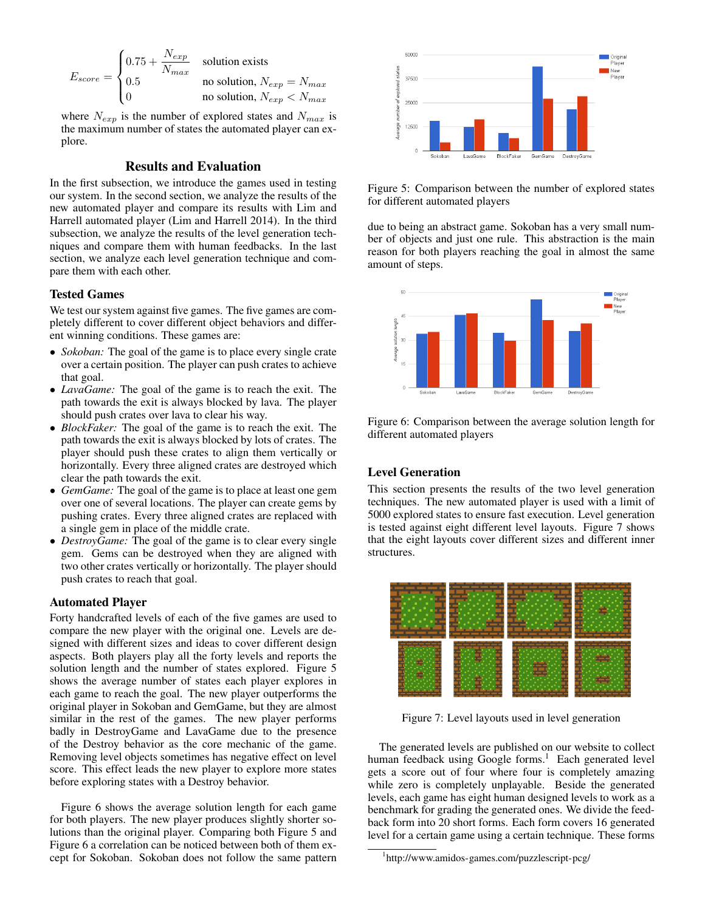$$
E_{score} = \begin{cases} 0.75 + \dfrac{N_{exp}}{N_{max}} & \text{solution exists} \\ 0.5 & \text{no solution, } N_{exp} = N_{max} \\ 0 & \text{no solution, } N_{exp} < N_{max} \end{cases}
$$

where $N_{exp}$ is the number of explored states and $N_{max}$ is the maximum number of states the automated player can explore.

## Results and Evaluation

In the first subsection, we introduce the games used in testing our system. In the second section, we analyze the results of the new automated player and compare its results with Lim and Harrell automated player (Lim and Harrell 2014). In the third subsection, we analyze the results of the level generation techniques and compare them with human feedbacks. In the last section, we analyze each level generation technique and compare them with each other.

### Tested Games

We test our system against five games. The five games are completely different to cover different object behaviors and different winning conditions. These games are:

- *Sokoban:* The goal of the game is to place every single crate over a certain position. The player can push crates to achieve that goal.
- *LavaGame:* The goal of the game is to reach the exit. The path towards the exit is always blocked by lava. The player should push crates over lava to clear his way.
- *BlockFaker:* The goal of the game is to reach the exit. The path towards the exit is always blocked by lots of crates. The player should push these crates to align them vertically or horizontally. Every three aligned crates are destroyed which clear the path towards the exit.
- *GemGame:* The goal of the game is to place at least one gem over one of several locations. The player can create gems by pushing crates. Every three aligned crates are replaced with a single gem in place of the middle crate.
- *DestroyGame:* The goal of the game is to clear every single gem. Gems can be destroyed when they are aligned with two other crates vertically or horizontally. The player should push crates to reach that goal.

### Automated Player

Forty handcrafted levels of each of the five games are used to compare the new player with the original one. Levels are designed with different sizes and ideas to cover different design aspects. Both players play all the forty levels and reports the solution length and the number of states explored. Figure 5 shows the average number of states each player explores in each game to reach the goal. The new player outperforms the original player in Sokoban and GemGame, but they are almost similar in the rest of the games. The new player performs badly in DestroyGame and LavaGame due to the presence of the Destroy behavior as the core mechanic of the game. Removing level objects sometimes has negative effect on level score. This effect leads the new player to explore more states before exploring states with a Destroy behavior.

Figure 6 shows the average solution length for each game for both players. The new player produces slightly shorter solutions than the original player. Comparing both Figure 5 and Figure 6 a correlation can be noticed between both of them except for Sokoban. Sokoban does not follow the same pattern due to being an abstract game. Sokoban has a very small number of objects and just one rule. This abstraction is the main reason for both players reaching the goal in almost the same amount of steps.

Figure 5: Comparison between the number of explored states for different automated players

Figure 6: Comparison between the average solution length for different automated players

### Level Generation

This section presents the results of the two level generation techniques. The new automated player is used with a limit of 5000 explored states to ensure fast execution. Level generation is tested against eight different level layouts. Figure 7 shows that the eight layouts cover different sizes and different inner structures.

Figure 7: Level layouts used in level generation

The generated levels are published on our website to collect human feedback using Google forms.[1] Each generated level gets a score out of four where four is completely amazing while zero is completely unplayable. Beside the generated levels, each game has eight human designed levels to work as a benchmark for grading the generated ones. We divide the feedback form into 20 short forms. Each form covers 16 generated level for a certain game using a certain technique. These forms

[1] http://www.amidos-games.com/puzzlescript-pcg/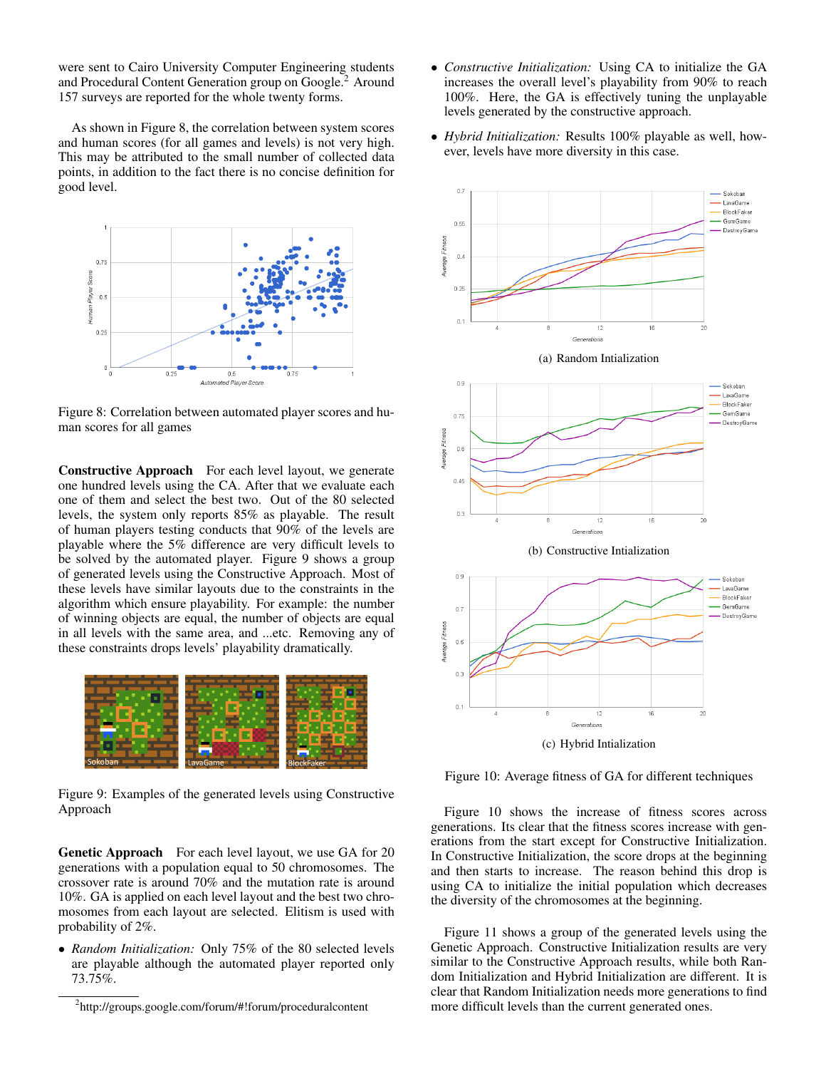were sent to Cairo University Computer Engineering students and Procedural Content Generation group on Google.[2] Around 157 surveys are reported for the whole twenty forms.

As shown in Figure 8, the correlation between system scores and human scores (for all games and levels) is not very high. This may be attributed to the small number of collected data points, in addition to the fact there is no concise definition for good level.

Figure 8: Correlation between automated player scores and human scores for all games

**Constructive Approach** For each level layout, we generate one hundred levels using the CA. After that we evaluate each one of them and select the best two. Out of the 80 selected levels, the system only reports 85% as playable. The result of human players testing conducts that 90% of the levels are playable where the 5% difference are very difficult levels to be solved by the automated player. Figure 9 shows a group of generated levels using the Constructive Approach. Most of these levels have similar layouts due to the constraints in the algorithm which ensure playability. For example: the number of winning objects are equal, the number of objects are equal in all levels with the same area, and ...etc. Removing any of these constraints drops levels' playability dramatically.

Figure 9: Examples of the generated levels using Constructive Approach

**Genetic Approach** For each level layout, we use GA for 20 generations with a population equal to 50 chromosomes. The crossover rate is around 70% and the mutation rate is around 10%. GA is applied on each level layout and the best two chromosomes from each layout are selected. Elitism is used with probability of 2%.

- *Random Initialization:* Only 75% of the 80 selected levels are playable although the automated player reported only 73.75%.
- *Constructive Initialization:* Using CA to initialize the GA increases the overall level's playability from 90% to reach 100%. Here, the GA is effectively tuning the unplayable levels generated by the constructive approach.
- *Hybrid Initialization:* Results 100% playable as well, however, levels have more diversity in this case.

(a) Random Intialization

(b) Constructive Intialization

(c) Hybrid Intialization

Figure 10: Average fitness of GA for different techniques

Figure 10 shows the increase of fitness scores across generations. Its clear that the fitness scores increase with generations from the start except for Constructive Initialization. In Constructive Initialization, the score drops at the beginning and then starts to increase. The reason behind this drop is using CA to initialize the initial population which decreases the diversity of the chromosomes at the beginning.

Figure 11 shows a group of the generated levels using the Genetic Approach. Constructive Initialization results are very similar to the Constructive Approach results, while both Random Initialization and Hybrid Initialization are different. It is clear that Random Initialization needs more generations to find more difficult levels than the current generated ones.

[2] http://groups.google.com/forum/#!forum/proceduralcontent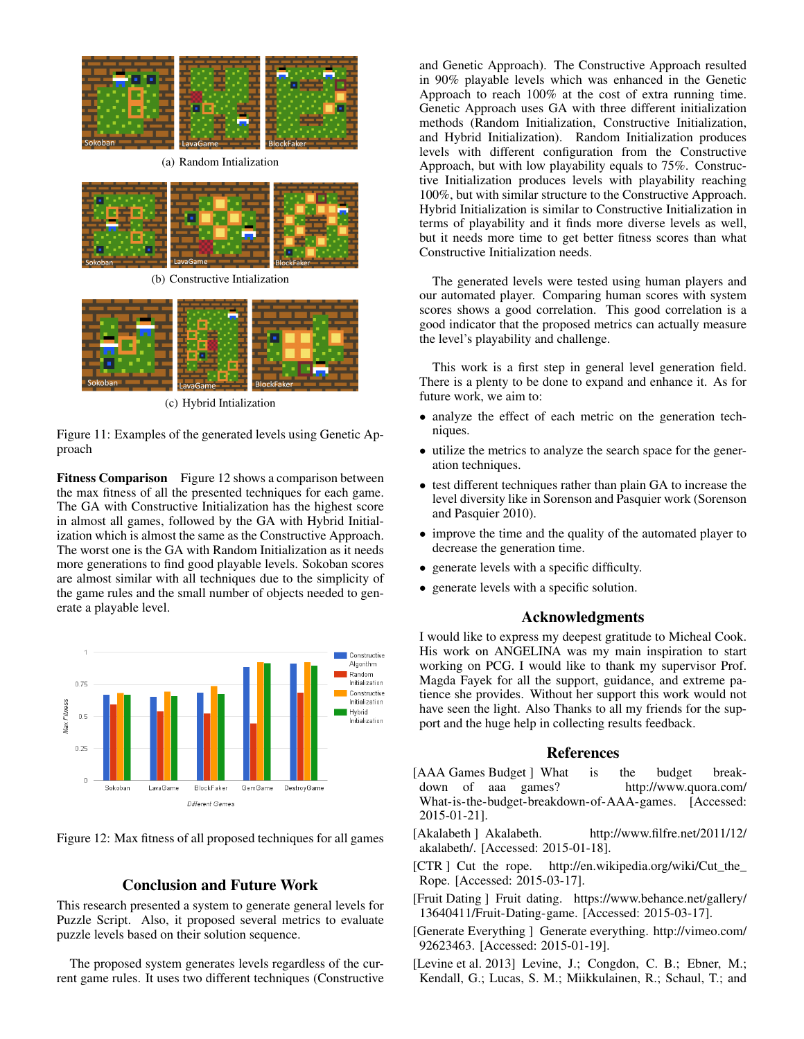(a) Random Intialization

(b) Constructive Intialization

(c) Hybrid Intialization

Figure 11: Examples of the generated levels using Genetic Approach

**Fitness Comparison** Figure 12 shows a comparison between the max fitness of all the presented techniques for each game. The GA with Constructive Initialization has the highest score in almost all games, followed by the GA with Hybrid Initialization which is almost the same as the Constructive Approach. The worst one is the GA with Random Initialization as it needs more generations to find good playable levels. Sokoban scores are almost similar with all techniques due to the simplicity of the game rules and the small number of objects needed to generate a playable level.

Figure 12: Max fitness of all proposed techniques for all games

## Conclusion and Future Work

This research presented a system to generate general levels for Puzzle Script. Also, it proposed several metrics to evaluate puzzle levels based on their solution sequence.

The proposed system generates levels regardless of the current game rules. It uses two different techniques (Constructive and Genetic Approach). The Constructive Approach resulted in 90% playable levels which was enhanced in the Genetic Approach to reach 100% at the cost of extra running time. Genetic Approach uses GA with three different initialization methods (Random Initialization, Constructive Initialization, and Hybrid Initialization). Random Initialization produces levels with different configuration from the Constructive Approach, but with low playability equals to 75%. Constructive Initialization produces levels with playability reaching 100%, but with similar structure to the Constructive Approach. Hybrid Initialization is similar to Constructive Initialization in terms of playability and it finds more diverse levels as well, but it needs more time to get better fitness scores than what Constructive Initialization needs.

The generated levels were tested using human players and our automated player. Comparing human scores with system scores shows a good correlation. This good correlation is a good indicator that the proposed metrics can actually measure the level's playability and challenge.

This work is a first step in general level generation field. There is a plenty to be done to expand and enhance it. As for future work, we aim to:

- analyze the effect of each metric on the generation techniques.
- utilize the metrics to analyze the search space for the generation techniques.
- test different techniques rather than plain GA to increase the level diversity like in Sorenson and Pasquier work (Sorenson and Pasquier 2010).
- improve the time and the quality of the automated player to decrease the generation time.
- generate levels with a specific difficulty.
- generate levels with a specific solution.

## Acknowledgments

I would like to express my deepest gratitude to Micheal Cook. His work on ANGELINA was my main inspiration to start working on PCG. I would like to thank my supervisor Prof. Magda Fayek for all the support, guidance, and extreme patience she provides. Without her support this work would not have seen the light. Also Thanks to all my friends for the support and the huge help in collecting results feedback.

## References

[AAA Games Budget ] What is the budget breakdown of aaa games? http://www.quora.com/What-is-the-budget-breakdown-of-AAA-games. [Accessed: 2015-01-21].

[Akalabeth ] Akalabeth. http://www.filfre.net/2011/12/akalabeth/. [Accessed: 2015-01-18].

[CTR ] Cut the rope. http://en.wikipedia.org/wiki/Cut_the_Rope. [Accessed: 2015-03-17].

[Fruit Dating ] Fruit dating. https://www.behance.net/gallery/13640411/Fruit-Dating-game. [Accessed: 2015-03-17].

[Generate Everything ] Generate everything. http://vimeo.com/92623463. [Accessed: 2015-01-19].

[Levine et al. 2013] Levine, J.; Congdon, C. B.; Ebner, M.; Kendall, G.; Lucas, S. M.; Miikkulainen, R.; Schaul, T.; and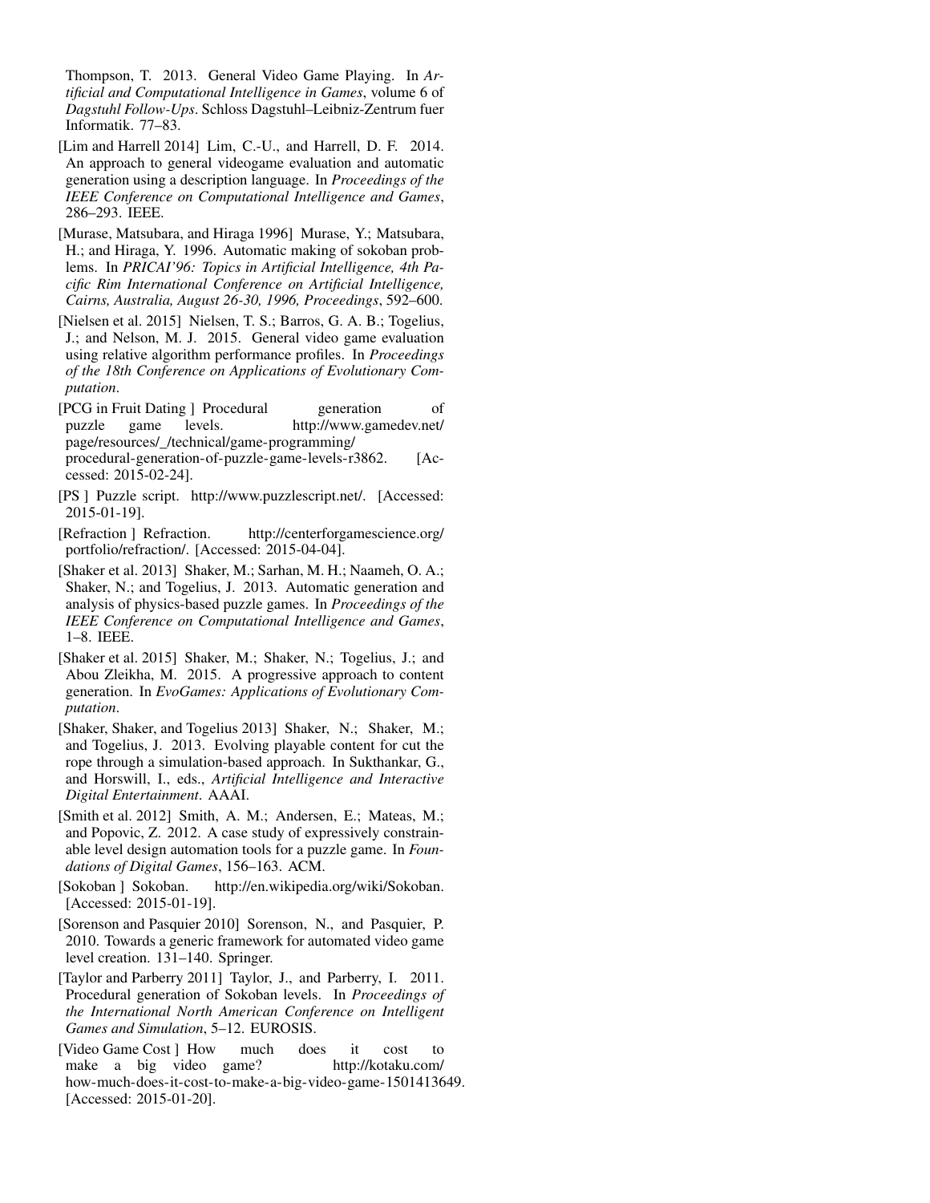Thompson, T. 2013. General Video Game Playing. In *Artificial and Computational Intelligence in Games*, volume 6 of *Dagstuhl Follow-Ups*. Schloss Dagstuhl–Leibniz-Zentrum fuer Informatik. 77–83.

[Lim and Harrell 2014] Lim, C.-U., and Harrell, D. F. 2014. An approach to general videogame evaluation and automatic generation using a description language. In *Proceedings of the IEEE Conference on Computational Intelligence and Games*, 286–293. IEEE.

[Murase, Matsubara, and Hiraga 1996] Murase, Y.; Matsubara, H.; and Hiraga, Y. 1996. Automatic making of sokoban problems. In *PRICAI'96: Topics in Artificial Intelligence, 4th Pacific Rim International Conference on Artificial Intelligence, Cairns, Australia, August 26-30, 1996, Proceedings*, 592–600.

[Nielsen et al. 2015] Nielsen, T. S.; Barros, G. A. B.; Togelius, J.; and Nelson, M. J. 2015. General video game evaluation using relative algorithm performance profiles. In *Proceedings of the 18th Conference on Applications of Evolutionary Computation*.

[PCG in Fruit Dating ] Procedural generation of puzzle game levels. http://www.gamedev.net/page/resources/_/technical/game-programming/procedural-generation-of-puzzle-game-levels-r3862. [Accessed: 2015-02-24].

[PS ] Puzzle script. http://www.puzzlescript.net/. [Accessed: 2015-01-19].

[Refraction ] Refraction. http://centerforgamescience.org/portfolio/refraction/. [Accessed: 2015-04-04].

[Shaker et al. 2013] Shaker, M.; Sarhan, M. H.; Naameh, O. A.; Shaker, N.; and Togelius, J. 2013. Automatic generation and analysis of physics-based puzzle games. In *Proceedings of the IEEE Conference on Computational Intelligence and Games*, 1–8. IEEE.

[Shaker et al. 2015] Shaker, M.; Shaker, N.; Togelius, J.; and Abou Zleikha, M. 2015. A progressive approach to content generation. In *EvoGames: Applications of Evolutionary Computation*.

[Shaker, Shaker, and Togelius 2013] Shaker, N.; Shaker, M.; and Togelius, J. 2013. Evolving playable content for cut the rope through a simulation-based approach. In Sukthankar, G., and Horswill, I., eds., *Artificial Intelligence and Interactive Digital Entertainment*. AAAI.

[Smith et al. 2012] Smith, A. M.; Andersen, E.; Mateas, M.; and Popovic, Z. 2012. A case study of expressively constrainable level design automation tools for a puzzle game. In *Foundations of Digital Games*, 156–163. ACM.

[Sokoban ] Sokoban. http://en.wikipedia.org/wiki/Sokoban. [Accessed: 2015-01-19].

[Sorenson and Pasquier 2010] Sorenson, N., and Pasquier, P. 2010. Towards a generic framework for automated video game level creation. 131–140. Springer.

[Taylor and Parberry 2011] Taylor, J., and Parberry, I. 2011. Procedural generation of Sokoban levels. In *Proceedings of the International North American Conference on Intelligent Games and Simulation*, 5–12. EUROSIS.

[Video Game Cost ] How much does it cost to make a big video game? http://kotaku.com/how-much-does-it-cost-to-make-a-big-video-game-1501413649. [Accessed: 2015-01-20].